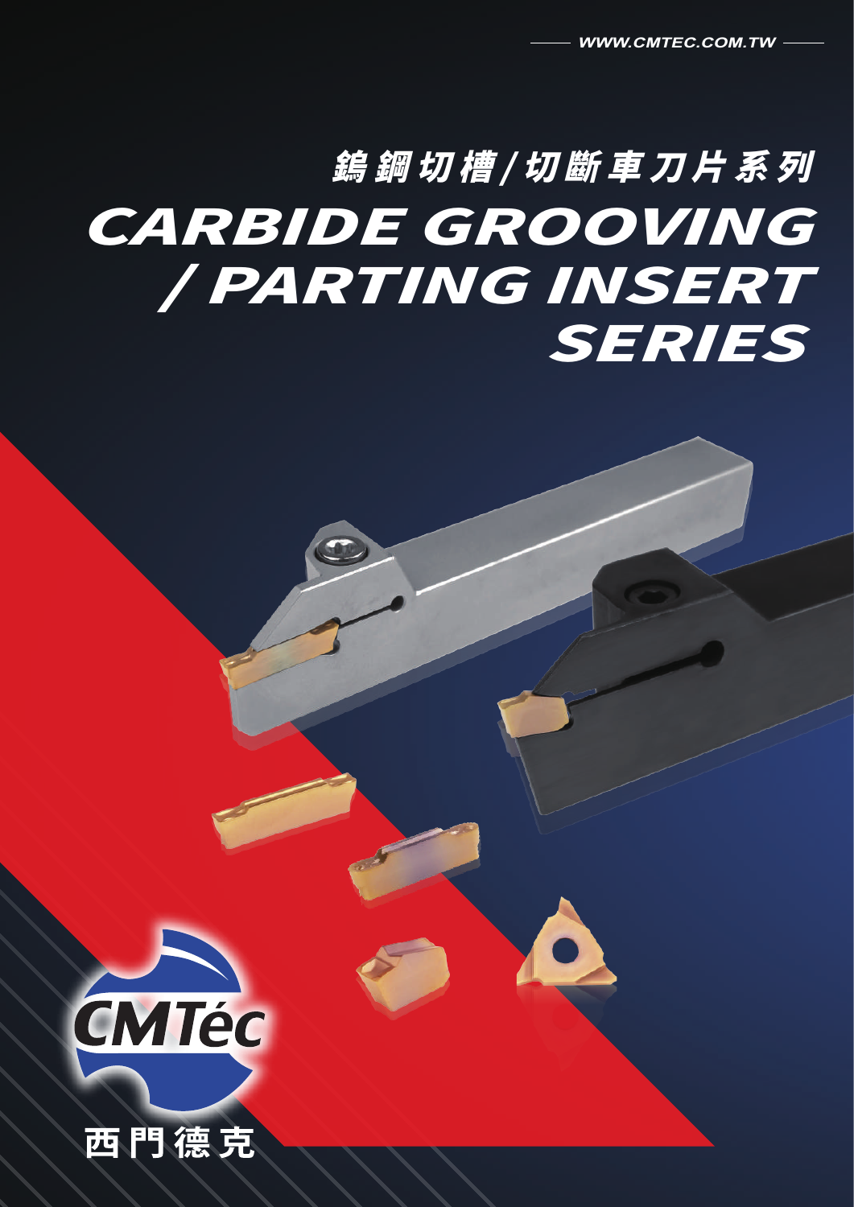WWW.CMTEC.COM.TW

# 鎢鋼切槽/切斷車刀片系列

# CARBIDE GROOVING / PARTING INSERT SERIES

CMTéc

西門德克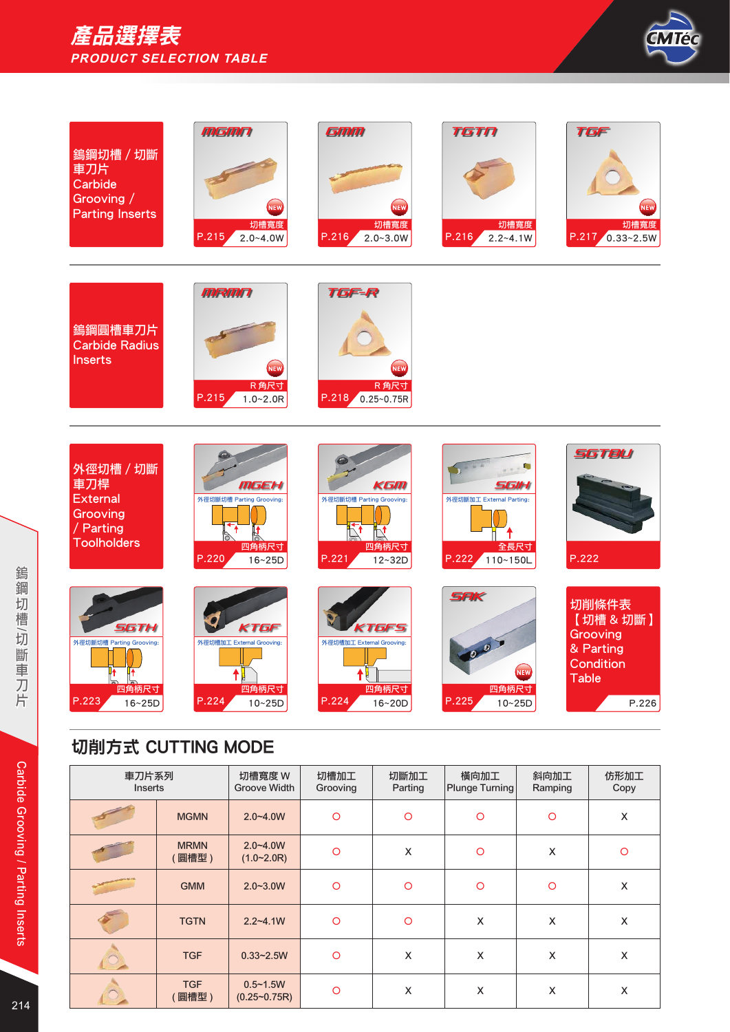# 產品選擇表
## PRODUCT SELECTION TABLE

### 鎢鋼切槽 / 切斷車刀片 Carbide Grooving / Parting Inserts

| 型號 | 頁碼 | 切槽寬度 |
|---|---|---|
| MGMN (NEW) | P.215 | 2.0~4.0W |
| GMM (NEW) | P.216 | 2.0~3.0W |
| TGTN | P.216 | 2.2~4.1W |
| TGF (NEW) | P.217 | 0.33~2.5W |

### 鎢鋼圓槽車刀片 Carbide Radius Inserts

| 型號 | 頁碼 | R角尺寸 |
|---|---|---|
| MRMN (NEW) | P.215 | 1.0~2.0R |
| TGF-R (NEW) | P.218 | 0.25~0.75R |

### 外徑切槽 / 切斷車刀桿 External Grooving / Parting Toolholders

| 型號 | 用途 | 頁碼 | 尺寸 |
|---|---|---|---|
| MGEH | 外徑切斷切槽 Parting Grooving: | P.220 | 四角柄尺寸 16~25D |
| KGM | 外徑切斷切槽 Parting Grooving: | P.221 | 四角柄尺寸 12~32D |
| SGIH | 外徑切斷加工 External Parting: | P.222 | 全長尺寸 110~150L |
| SGTBU | | P.222 | |
| SGTH | 外徑切斷切槽 Parting Grooving: | P.223 | 四角柄尺寸 16~25D |
| KTGF | 外徑切槽加工 External Grooving: | P.224 | 四角柄尺寸 10~25D |
| KTGFS | 外徑切槽加工 External Grooving: | P.224 | 四角柄尺寸 16~20D |
| SAK (NEW) | | P.225 | 四角柄尺寸 10~25D |

切削條件表【切槽 & 切斷】Grooving & Parting Condition Table P.226

## 切削方式 CUTTING MODE

| 車刀片系列 Inserts | | 切槽寬度 W Groove Width | 切槽加工 Grooving | 切斷加工 Parting | 橫向加工 Plunge Turning | 斜向加工 Ramping | 仿形加工 Copy |
|---|---|---|---|---|---|---|---|
| | MGMN | 2.0~4.0W | O | O | O | O | X |
| | MRMN (圓槽型) | 2.0~4.0W (1.0~2.0R) | O | X | O | X | O |
| | GMM | 2.0~3.0W | O | O | O | O | X |
| | TGTN | 2.2~4.1W | O | O | X | X | X |
| | TGF | 0.33~2.5W | O | X | X | X | X |
| | TGF (圓槽型) | 0.5~1.5W (0.25~0.75R) | O | X | X | X | X |

鎢鋼切槽/切斷車刀片 Carbide Grooving / Parting Inserts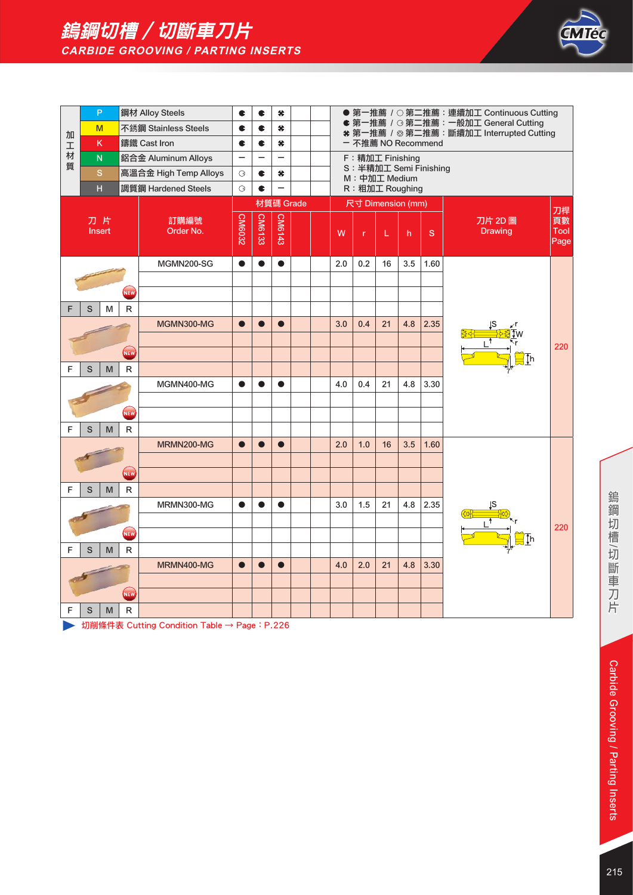# 鎢鋼切槽／切斷車刀片

## CARBIDE GROOVING / PARTING INSERTS

| 加工材質 | | | | | | | |
|---|---|---|---|---|---|---|---|
| P | 鋼材 Alloy Steels | ◐ | ◐ | ✽ | | | |
| M | 不銹鋼 Stainless Steels | ◐ | ◐ | ✽ | | | |
| K | 鑄鐵 Cast Iron | ◐ | ◐ | ✽ | | | |
| N | 鋁合金 Aluminum Alloys | － | － | － | | | |
| S | 高溫合金 High Temp Alloys | ◌ | ◐ | ✽ | | | |
| H | 調質鋼 Hardened Steels | ◌ | ◐ | － | | | |

● 第一推薦 / ○ 第二推薦：連續加工 Continuous Cutting
◐ 第一推薦 / ◌ 第二推薦：一般加工 General Cutting
✽ 第一推薦 / ✲ 第二推薦：斷續加工 Interrupted Cutting
－ 不推薦 NO Recommend

F：精加工 Finishing
S：半精加工 Semi Finishing
M：中加工 Medium
R：粗加工 Roughing

| 刀片 Insert | 訂購編號 Order No. | CM6032 | CM6133 | CM6143 | | | W | r | L | h | S | 刀片 2D 圖 Drawing | 刀桿頁數 Tool Page |
|---|---|---|---|---|---|---|---|---|---|---|---|---|---|
| NEW (F S M R) | MGMN200-SG | ● | ● | ● | | | 2.0 | 0.2 | 16 | 3.5 | 1.60 | | 220 |
| NEW (F S M R) | MGMN300-MG | ● | ● | ● | | | 3.0 | 0.4 | 21 | 4.8 | 2.35 | | 220 |
| NEW (F S M R) | MGMN400-MG | ● | ● | ● | | | 4.0 | 0.4 | 21 | 4.8 | 3.30 | | 220 |
| NEW (F S M R) | MRMN200-MG | ● | ● | ● | | | 2.0 | 1.0 | 16 | 3.5 | 1.60 | | 220 |
| NEW (F S M R) | MRMN300-MG | ● | ● | ● | | | 3.0 | 1.5 | 21 | 4.8 | 2.35 | | 220 |
| NEW (F S M R) | MRMN400-MG | ● | ● | ● | | | 4.0 | 2.0 | 21 | 4.8 | 3.30 | | 220 |

▶ 切削條件表 Cutting Condition Table → Page：P.226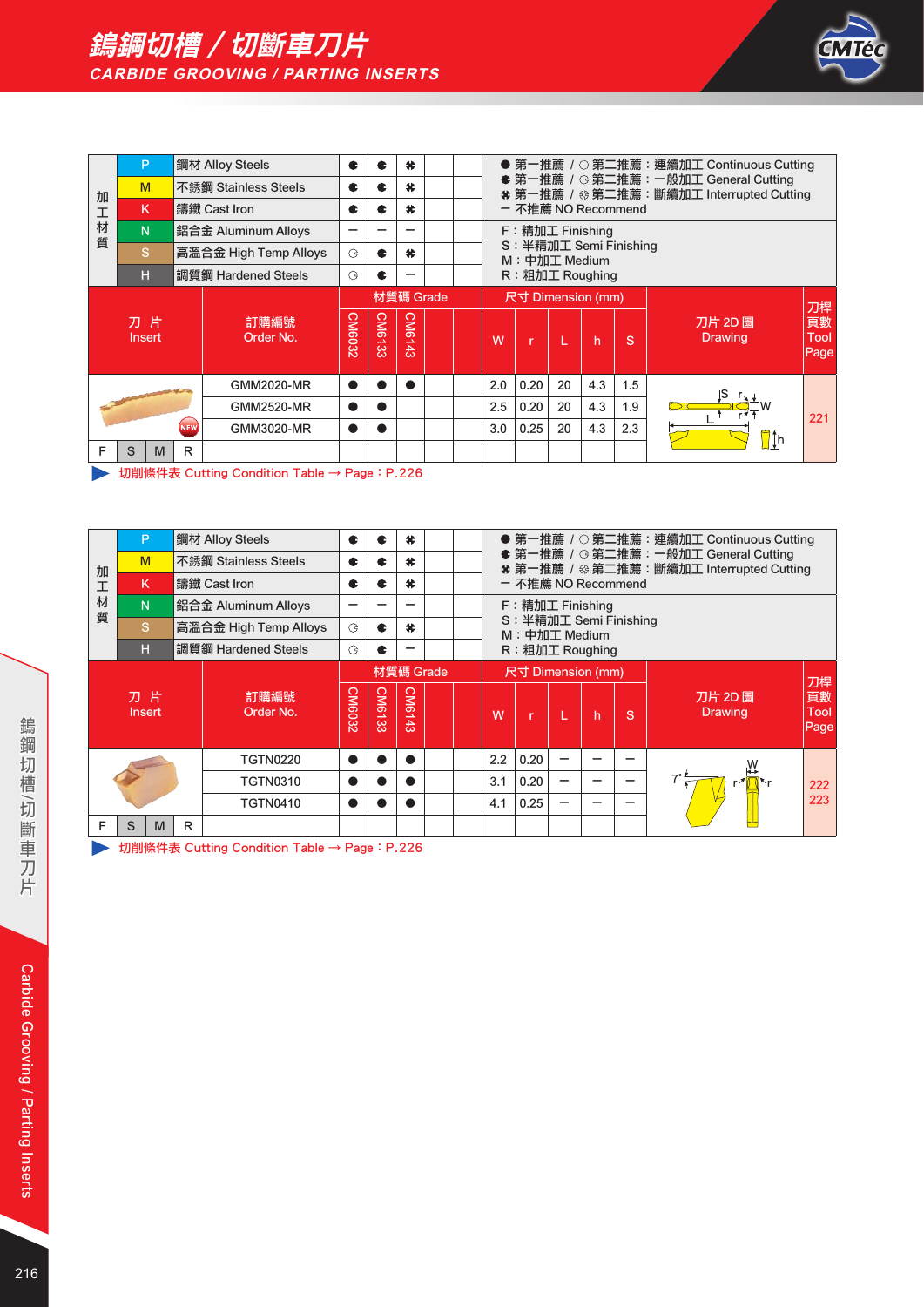# 鎢鋼切槽／切斷車刀片

## CARBIDE GROOVING / PARTING INSERTS

| 加工材質 | | CM6032 | CM6133 | CM6143 | | |
|---|---|---|---|---|---|---|
| P | 鋼材 Alloy Steels | ◐ | ◐ | ✽ | | |
| M | 不銹鋼 Stainless Steels | ◐ | ◐ | ✽ | | |
| K | 鑄鐵 Cast Iron | ◐ | ◐ | ✽ | | |
| N | 鋁合金 Aluminum Alloys | — | — | — | | |
| S | 高溫合金 High Temp Alloys | ◌ | ◐ | ✽ | | |
| H | 調質鋼 Hardened Steels | ◌ | ◐ | — | | |

● 第一推薦 / ○ 第二推薦：連續加工 Continuous Cutting
◐ 第一推薦 / ◌ 第二推薦：一般加工 General Cutting
✽ 第一推薦 / ⚙ 第二推薦：斷續加工 Interrupted Cutting
— 不推薦 NO Recommend

F：精加工 Finishing
S：半精加工 Semi Finishing
M：中加工 Medium
R：粗加工 Roughing

| 刀片 Insert | 訂購編號 Order No. | CM6032 | CM6133 | CM6143 | | | W | r | L | h | S | 刀片 2D 圖 Drawing | 刀桿頁數 Tool Page |
|---|---|---|---|---|---|---|---|---|---|---|---|---|---|
| NEW | GMM2020-MR | ● | ● | ● | | | 2.0 | 0.20 | 20 | 4.3 | 1.5 | | 221 |
| | GMM2520-MR | ● | ● | | | | 2.5 | 0.20 | 20 | 4.3 | 1.9 | | |
| | GMM3020-MR | ● | ● | | | | 3.0 | 0.25 | 20 | 4.3 | 2.3 | | |
| F S M R | | | | | | | | | | | | | |

▶ 切削條件表 Cutting Condition Table → Page：P.226

| 加工材質 | | CM6032 | CM6133 | CM6143 | | |
|---|---|---|---|---|---|---|
| P | 鋼材 Alloy Steels | ◐ | ◐ | ✽ | | |
| M | 不銹鋼 Stainless Steels | ◐ | ◐ | ✽ | | |
| K | 鑄鐵 Cast Iron | ◐ | ◐ | ✽ | | |
| N | 鋁合金 Aluminum Alloys | — | — | — | | |
| S | 高溫合金 High Temp Alloys | ◌ | ◐ | ✽ | | |
| H | 調質鋼 Hardened Steels | ◌ | ◐ | — | | |

● 第一推薦 / ○ 第二推薦：連續加工 Continuous Cutting
◐ 第一推薦 / ◌ 第二推薦：一般加工 General Cutting
✽ 第一推薦 / ⚙ 第二推薦：斷續加工 Interrupted Cutting
— 不推薦 NO Recommend

F：精加工 Finishing
S：半精加工 Semi Finishing
M：中加工 Medium
R：粗加工 Roughing

| 刀片 Insert | 訂購編號 Order No. | CM6032 | CM6133 | CM6143 | | | W | r | L | h | S | 刀片 2D 圖 Drawing | 刀桿頁數 Tool Page |
|---|---|---|---|---|---|---|---|---|---|---|---|---|---|
| | TGTN0220 | ● | ● | ● | | | 2.2 | 0.20 | — | — | — | | 222 223 |
| | TGTN0310 | ● | ● | ● | | | 3.1 | 0.20 | — | — | — | | |
| | TGTN0410 | ● | ● | ● | | | 4.1 | 0.25 | — | — | — | | |
| F S M R | | | | | | | | | | | | | |

▶ 切削條件表 Cutting Condition Table → Page：P.226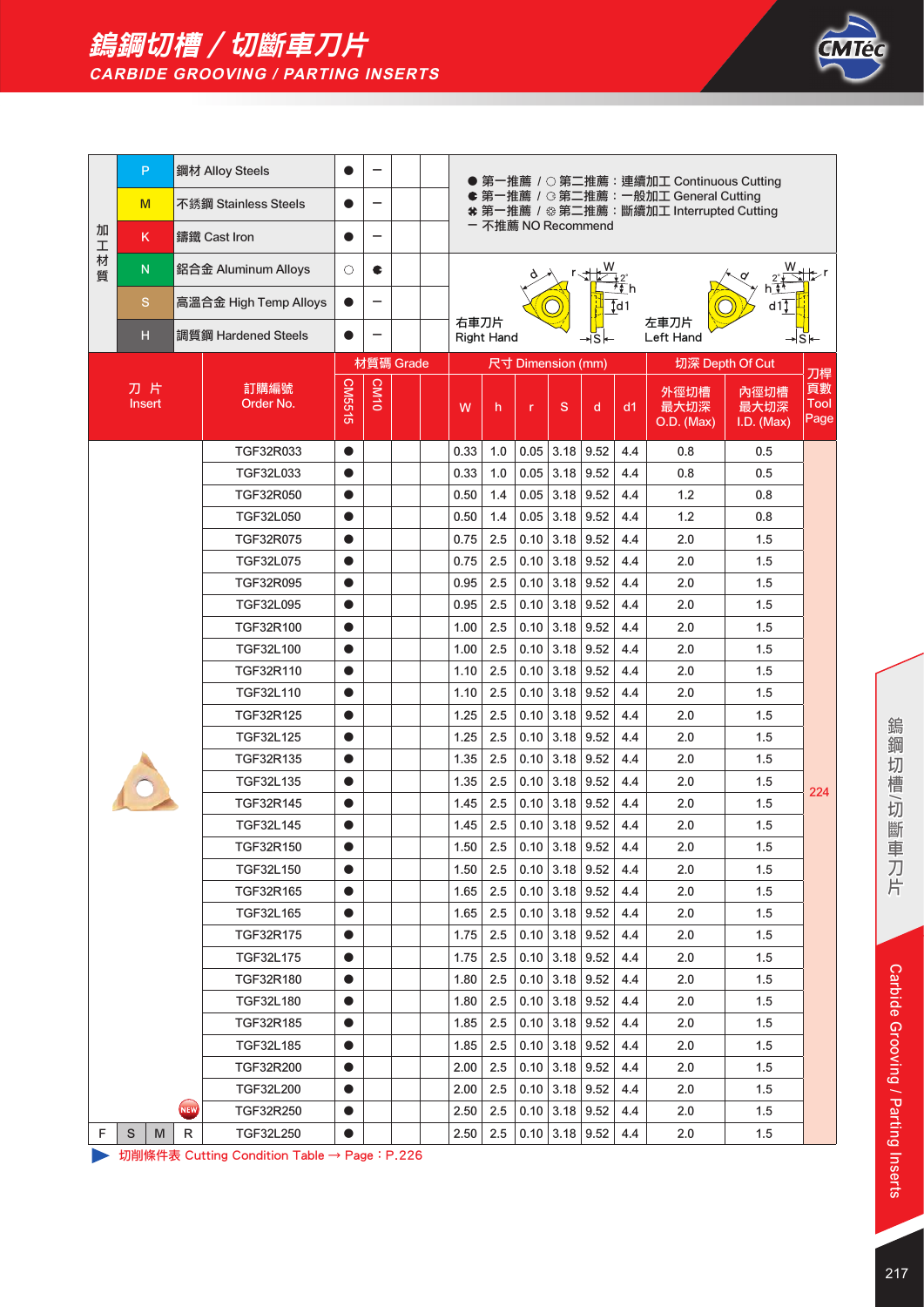# 鎢鋼切槽／切斷車刀片

## CARBIDE GROOVING / PARTING INSERTS

| 加工材質 | | | CM5515 | CM10 | | |
|---|---|---|---|---|---|---|
| | P | 鋼材 Alloy Steels | ● | − | | |
| | M | 不銹鋼 Stainless Steels | ● | − | | |
| | K | 鑄鐵 Cast Iron | ● | − | | |
| | N | 鋁合金 Aluminum Alloys | ○ | ◐ | | |
| | S | 高溫合金 High Temp Alloys | ● | − | | |
| | H | 調質鋼 Hardened Steels | ● | − | | |

● 第一推薦 / ○ 第二推薦：連續加工 Continuous Cutting
◐ 第一推薦 / ◌ 第二推薦：一般加工 General Cutting
✽ 第一推薦 / ❊ 第二推薦：斷續加工 Interrupted Cutting
− 不推薦 NO Recommend

右車刀片 Right Hand　　左車刀片 Left Hand

| 刀片 Insert | 訂購編號 Order No. | 材質碼 Grade CM5515 | CM10 | | | 尺寸 Dimension (mm) W | h | r | S | d | d1 | 切深 Depth Of Cut 外徑切槽 最大切深 O.D. (Max) | 內徑切槽 最大切深 I.D. (Max) | 刀桿頁數 Tool Page |
|---|---|---|---|---|---|---|---|---|---|---|---|---|---|---|
| | TGF32R033 | ● | | | | 0.33 | 1.0 | 0.05 | 3.18 | 9.52 | 4.4 | 0.8 | 0.5 | 224 |
| | TGF32L033 | ● | | | | 0.33 | 1.0 | 0.05 | 3.18 | 9.52 | 4.4 | 0.8 | 0.5 | |
| | TGF32R050 | ● | | | | 0.50 | 1.4 | 0.05 | 3.18 | 9.52 | 4.4 | 1.2 | 0.8 | |
| | TGF32L050 | ● | | | | 0.50 | 1.4 | 0.05 | 3.18 | 9.52 | 4.4 | 1.2 | 0.8 | |
| | TGF32R075 | ● | | | | 0.75 | 2.5 | 0.10 | 3.18 | 9.52 | 4.4 | 2.0 | 1.5 | |
| | TGF32L075 | ● | | | | 0.75 | 2.5 | 0.10 | 3.18 | 9.52 | 4.4 | 2.0 | 1.5 | |
| | TGF32R095 | ● | | | | 0.95 | 2.5 | 0.10 | 3.18 | 9.52 | 4.4 | 2.0 | 1.5 | |
| | TGF32L095 | ● | | | | 0.95 | 2.5 | 0.10 | 3.18 | 9.52 | 4.4 | 2.0 | 1.5 | |
| | TGF32R100 | ● | | | | 1.00 | 2.5 | 0.10 | 3.18 | 9.52 | 4.4 | 2.0 | 1.5 | |
| | TGF32L100 | ● | | | | 1.00 | 2.5 | 0.10 | 3.18 | 9.52 | 4.4 | 2.0 | 1.5 | |
| | TGF32R110 | ● | | | | 1.10 | 2.5 | 0.10 | 3.18 | 9.52 | 4.4 | 2.0 | 1.5 | |
| | TGF32L110 | ● | | | | 1.10 | 2.5 | 0.10 | 3.18 | 9.52 | 4.4 | 2.0 | 1.5 | |
| | TGF32R125 | ● | | | | 1.25 | 2.5 | 0.10 | 3.18 | 9.52 | 4.4 | 2.0 | 1.5 | |
| | TGF32L125 | ● | | | | 1.25 | 2.5 | 0.10 | 3.18 | 9.52 | 4.4 | 2.0 | 1.5 | |
| | TGF32R135 | ● | | | | 1.35 | 2.5 | 0.10 | 3.18 | 9.52 | 4.4 | 2.0 | 1.5 | |
| | TGF32L135 | ● | | | | 1.35 | 2.5 | 0.10 | 3.18 | 9.52 | 4.4 | 2.0 | 1.5 | |
| | TGF32R145 | ● | | | | 1.45 | 2.5 | 0.10 | 3.18 | 9.52 | 4.4 | 2.0 | 1.5 | |
| | TGF32L145 | ● | | | | 1.45 | 2.5 | 0.10 | 3.18 | 9.52 | 4.4 | 2.0 | 1.5 | |
| | TGF32R150 | ● | | | | 1.50 | 2.5 | 0.10 | 3.18 | 9.52 | 4.4 | 2.0 | 1.5 | |
| | TGF32L150 | ● | | | | 1.50 | 2.5 | 0.10 | 3.18 | 9.52 | 4.4 | 2.0 | 1.5 | |
| | TGF32R165 | ● | | | | 1.65 | 2.5 | 0.10 | 3.18 | 9.52 | 4.4 | 2.0 | 1.5 | |
| | TGF32L165 | ● | | | | 1.65 | 2.5 | 0.10 | 3.18 | 9.52 | 4.4 | 2.0 | 1.5 | |
| | TGF32R175 | ● | | | | 1.75 | 2.5 | 0.10 | 3.18 | 9.52 | 4.4 | 2.0 | 1.5 | |
| | TGF32L175 | ● | | | | 1.75 | 2.5 | 0.10 | 3.18 | 9.52 | 4.4 | 2.0 | 1.5 | |
| | TGF32R180 | ● | | | | 1.80 | 2.5 | 0.10 | 3.18 | 9.52 | 4.4 | 2.0 | 1.5 | |
| | TGF32L180 | ● | | | | 1.80 | 2.5 | 0.10 | 3.18 | 9.52 | 4.4 | 2.0 | 1.5 | |
| | TGF32R185 | ● | | | | 1.85 | 2.5 | 0.10 | 3.18 | 9.52 | 4.4 | 2.0 | 1.5 | |
| | TGF32L185 | ● | | | | 1.85 | 2.5 | 0.10 | 3.18 | 9.52 | 4.4 | 2.0 | 1.5 | |
| | TGF32R200 | ● | | | | 2.00 | 2.5 | 0.10 | 3.18 | 9.52 | 4.4 | 2.0 | 1.5 | |
| | TGF32L200 | ● | | | | 2.00 | 2.5 | 0.10 | 3.18 | 9.52 | 4.4 | 2.0 | 1.5 | |
| NEW | TGF32R250 | ● | | | | 2.50 | 2.5 | 0.10 | 3.18 | 9.52 | 4.4 | 2.0 | 1.5 | |
| F S M R | TGF32L250 | ● | | | | 2.50 | 2.5 | 0.10 | 3.18 | 9.52 | 4.4 | 2.0 | 1.5 | |

▶ 切削條件表 Cutting Condition Table → Page：P.226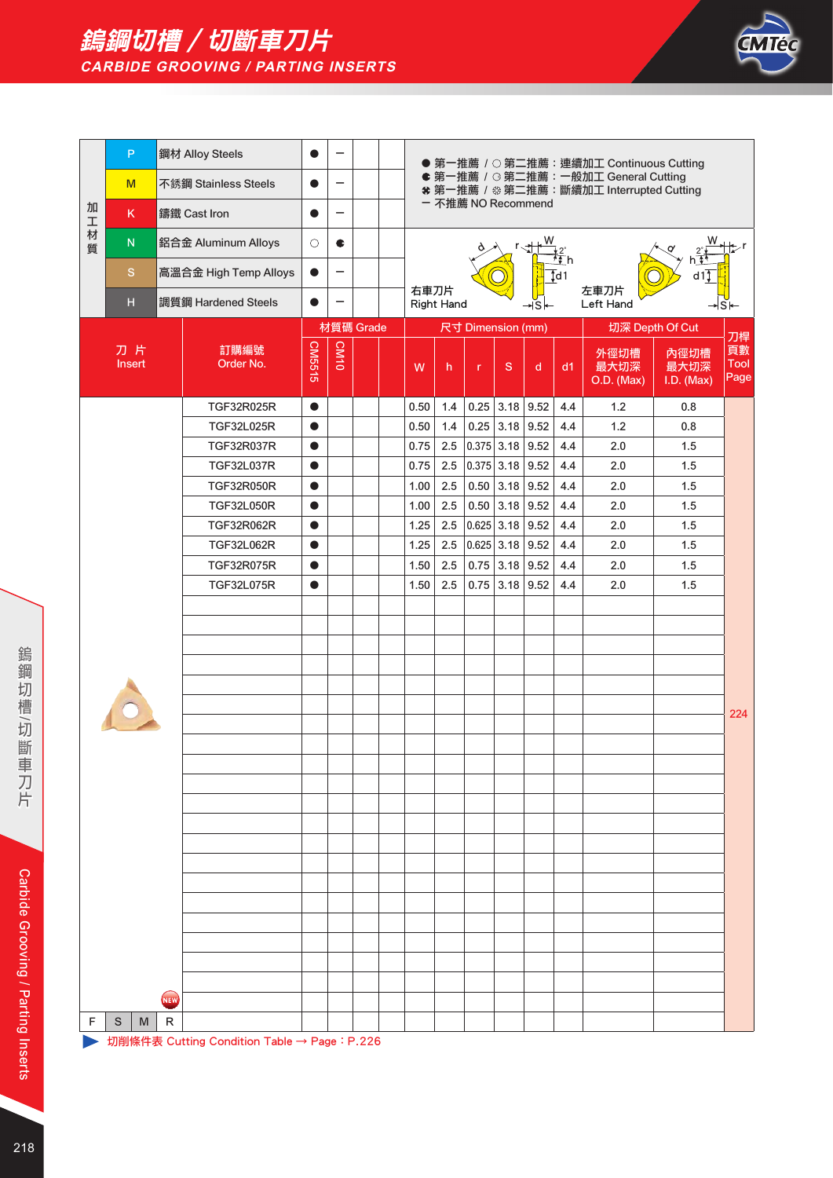# 鎢鋼切槽 / 切斷車刀片

## CARBIDE GROOVING / PARTING INSERTS

| 加工材質 | | | CM5515 | CM10 | | |
|---|---|---|---|---|---|---|
| | P | 鋼材 Alloy Steels | ● | − | | |
| | M | 不銹鋼 Stainless Steels | ● | − | | |
| | K | 鑄鐵 Cast Iron | ● | − | | |
| | N | 鋁合金 Aluminum Alloys | ○ | ◐ | | |
| | S | 高溫合金 High Temp Alloys | ● | − | | |
| | H | 調質鋼 Hardened Steels | ● | − | | |

● 第一推薦 / ○ 第二推薦：連續加工 Continuous Cutting
◐ 第一推薦 / ◌ 第二推薦：一般加工 General Cutting
✽ 第一推薦 / ❂ 第二推薦：斷續加工 Interrupted Cutting
− 不推薦 NO Recommend

右車刀片 Right Hand　　左車刀片 Left Hand

| 刀片 Insert | 訂購編號 Order No. | 材質碼 Grade CM5515 | CM10 | | | 尺寸 Dimension (mm) W | h | r | S | d | d1 | 切深 Depth Of Cut 外徑切槽最大切深 O.D. (Max) | 內徑切槽最大切深 I.D. (Max) | 刀桿頁數 Tool Page |
|---|---|---|---|---|---|---|---|---|---|---|---|---|---|---|
| | TGF32R025R | ● | | | | 0.50 | 1.4 | 0.25 | 3.18 | 9.52 | 4.4 | 1.2 | 0.8 | 224 |
| | TGF32L025R | ● | | | | 0.50 | 1.4 | 0.25 | 3.18 | 9.52 | 4.4 | 1.2 | 0.8 | 224 |
| | TGF32R037R | ● | | | | 0.75 | 2.5 | 0.375 | 3.18 | 9.52 | 4.4 | 2.0 | 1.5 | 224 |
| | TGF32L037R | ● | | | | 0.75 | 2.5 | 0.375 | 3.18 | 9.52 | 4.4 | 2.0 | 1.5 | 224 |
| | TGF32R050R | ● | | | | 1.00 | 2.5 | 0.50 | 3.18 | 9.52 | 4.4 | 2.0 | 1.5 | 224 |
| | TGF32L050R | ● | | | | 1.00 | 2.5 | 0.50 | 3.18 | 9.52 | 4.4 | 2.0 | 1.5 | 224 |
| | TGF32R062R | ● | | | | 1.25 | 2.5 | 0.625 | 3.18 | 9.52 | 4.4 | 2.0 | 1.5 | 224 |
| | TGF32L062R | ● | | | | 1.25 | 2.5 | 0.625 | 3.18 | 9.52 | 4.4 | 2.0 | 1.5 | 224 |
| | TGF32R075R | ● | | | | 1.50 | 2.5 | 0.75 | 3.18 | 9.52 | 4.4 | 2.0 | 1.5 | 224 |
| | TGF32L075R | ● | | | | 1.50 | 2.5 | 0.75 | 3.18 | 9.52 | 4.4 | 2.0 | 1.5 | 224 |

F | S | M | R

▶ 切削條件表 Cutting Condition Table → Page：P.226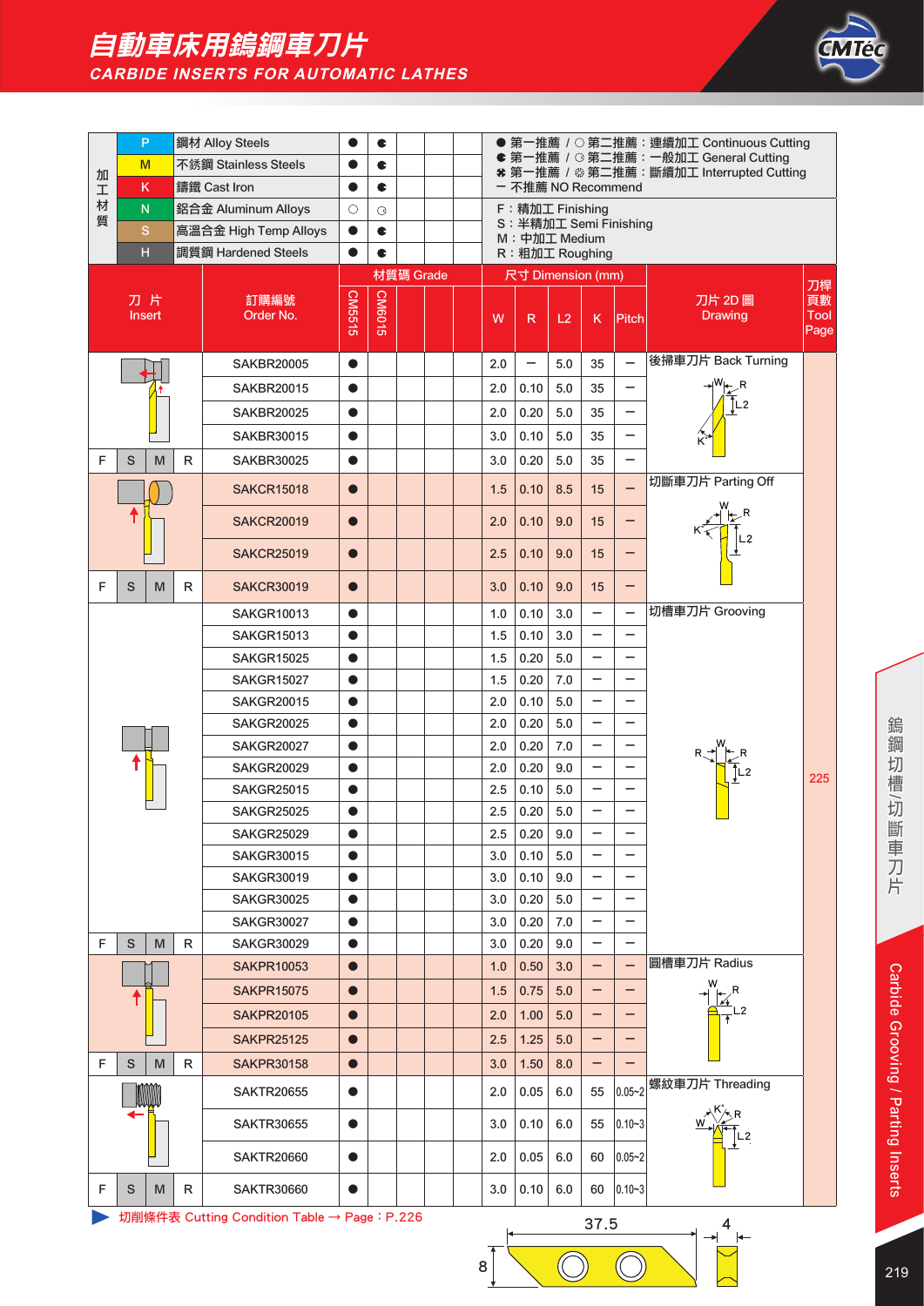# 自動車床用鎢鋼車刀片

## CARBIDE INSERTS FOR AUTOMATIC LATHES

| 加工材質 | | | CM5515 | CM6015 |
|---|---|---|---|---|
| P | 鋼材 Alloy Steels | | ● | ◐ |
| M | 不銹鋼 Stainless Steels | | ● | ◐ |
| K | 鑄鐵 Cast Iron | | ● | ◐ |
| N | 鋁合金 Aluminum Alloys | | ○ | ◌ |
| S | 高溫合金 High Temp Alloys | | ● | ◐ |
| H | 調質鋼 Hardened Steels | | ● | ◐ |

● 第一推薦 / ○ 第二推薦：連續加工 Continuous Cutting
◐ 第一推薦 / ◌ 第二推薦：一般加工 General Cutting
✱ 第一推薦 / ❂ 第二推薦：斷續加工 Interrupted Cutting
－ 不推薦 NO Recommend

F：精加工 Finishing
S：半精加工 Semi Finishing
M：中加工 Medium
R：粗加工 Roughing

| 刀片 Insert | 訂購編號 Order No. | CM5515 | CM6015 | W | R | L2 | K | Pitch | 刀片 2D 圖 Drawing | 刀桿頁數 Tool Page |
|---|---|---|---|---|---|---|---|---|---|---|
| 後掃車刀片 Back Turning | SAKBR20005 | ● | | 2.0 | － | 5.0 | 35 | － | | 225 |
| | SAKBR20015 | ● | | 2.0 | 0.10 | 5.0 | 35 | － | | |
| | SAKBR20025 | ● | | 2.0 | 0.20 | 5.0 | 35 | － | | |
| | SAKBR30015 | ● | | 3.0 | 0.10 | 5.0 | 35 | － | | |
| F S M R | SAKBR30025 | ● | | 3.0 | 0.20 | 5.0 | 35 | － | | |
| 切斷車刀片 Parting Off | SAKCR15018 | ● | | 1.5 | 0.10 | 8.5 | 15 | － | | |
| | SAKCR20019 | ● | | 2.0 | 0.10 | 9.0 | 15 | － | | |
| | SAKCR25019 | ● | | 2.5 | 0.10 | 9.0 | 15 | － | | |
| F S M R | SAKCR30019 | ● | | 3.0 | 0.10 | 9.0 | 15 | － | | |
| 切槽車刀片 Grooving | SAKGR10013 | ● | | 1.0 | 0.10 | 3.0 | － | － | | |
| | SAKGR15013 | ● | | 1.5 | 0.10 | 3.0 | － | － | | |
| | SAKGR15025 | ● | | 1.5 | 0.20 | 5.0 | － | － | | |
| | SAKGR15027 | ● | | 1.5 | 0.20 | 7.0 | － | － | | |
| | SAKGR20015 | ● | | 2.0 | 0.10 | 5.0 | － | － | | |
| | SAKGR20025 | ● | | 2.0 | 0.20 | 5.0 | － | － | | |
| | SAKGR20027 | ● | | 2.0 | 0.20 | 7.0 | － | － | | |
| | SAKGR20029 | ● | | 2.0 | 0.20 | 9.0 | － | － | | |
| | SAKGR25015 | ● | | 2.5 | 0.10 | 5.0 | － | － | | |
| | SAKGR25025 | ● | | 2.5 | 0.20 | 5.0 | － | － | | |
| | SAKGR25029 | ● | | 2.5 | 0.20 | 9.0 | － | － | | |
| | SAKGR30015 | ● | | 3.0 | 0.10 | 5.0 | － | － | | |
| | SAKGR30019 | ● | | 3.0 | 0.10 | 9.0 | － | － | | |
| | SAKGR30025 | ● | | 3.0 | 0.20 | 5.0 | － | － | | |
| | SAKGR30027 | ● | | 3.0 | 0.20 | 7.0 | － | － | | |
| F S M R | SAKGR30029 | ● | | 3.0 | 0.20 | 9.0 | － | － | | |
| 圓槽車刀片 Radius | SAKPR10053 | ● | | 1.0 | 0.50 | 3.0 | － | － | | |
| | SAKPR15075 | ● | | 1.5 | 0.75 | 5.0 | － | － | | |
| | SAKPR20105 | ● | | 2.0 | 1.00 | 5.0 | － | － | | |
| | SAKPR25125 | ● | | 2.5 | 1.25 | 5.0 | － | － | | |
| F S M R | SAKPR30158 | ● | | 3.0 | 1.50 | 8.0 | － | － | | |
| 螺紋車刀片 Threading | SAKTR20655 | ● | | 2.0 | 0.05 | 6.0 | 55 | 0.05~2 | | |
| | SAKTR30655 | ● | | 3.0 | 0.10 | 6.0 | 55 | 0.10~3 | | |
| | SAKTR20660 | ● | | 2.0 | 0.05 | 6.0 | 60 | 0.05~2 | | |
| F S M R | SAKTR30660 | ● | | 3.0 | 0.10 | 6.0 | 60 | 0.10~3 | | |

▶ 切削條件表 Cutting Condition Table → Page：P.226

37.5 / 8 / 4

鎢鋼切槽/切斷車刀片 Carbide Grooving / Parting Inserts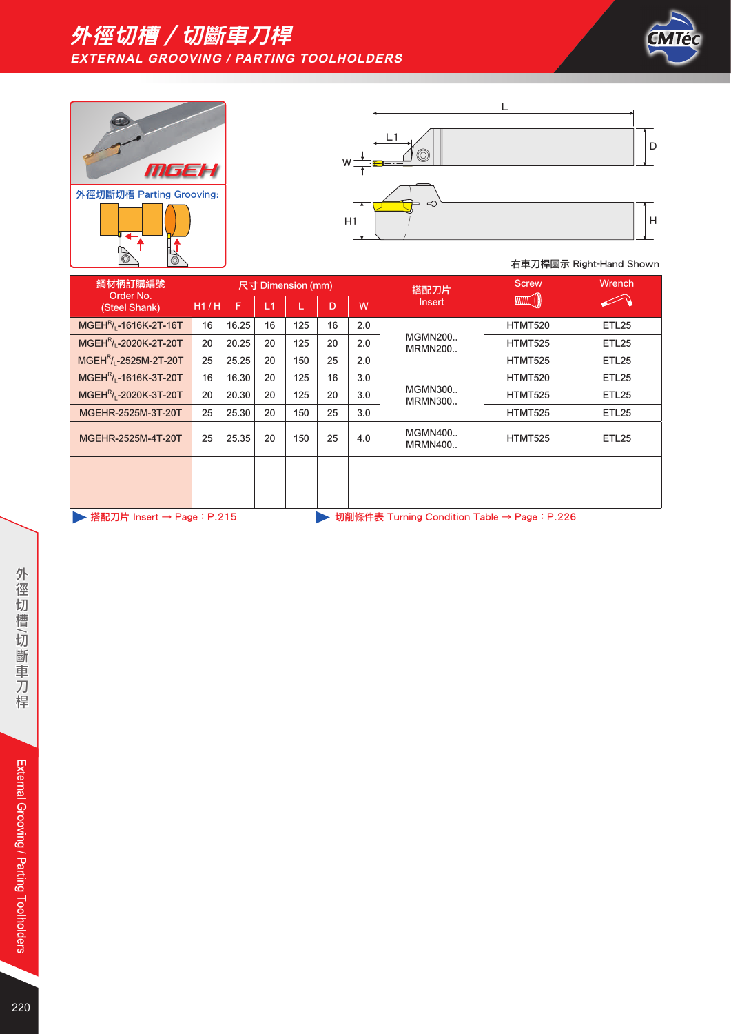# 外徑切槽 / 切斷車刀桿

## EXTERNAL GROOVING / PARTING TOOLHOLDERS

MGEH

外徑切斷切槽 Parting Grooving:

右車刀桿圖示 Right-Hand Shown

| 鋼材柄訂購編號 Order No. (Steel Shank) | 尺寸 Dimension (mm) | | | | | | 搭配刀片 Insert | Screw | Wrench |
|---|---|---|---|---|---|---|---|---|---|
| | H1 / H | F | L1 | L | D | W | | | |
| MGEH R/L-1616K-2T-16T | 16 | 16.25 | 16 | 125 | 16 | 2.0 | MGMN200.. MRMN200.. | HTMT520 | ETL25 |
| MGEH R/L-2020K-2T-20T | 20 | 20.25 | 20 | 125 | 20 | 2.0 | | HTMT525 | ETL25 |
| MGEH R/L-2525M-2T-20T | 25 | 25.25 | 20 | 150 | 25 | 2.0 | | HTMT525 | ETL25 |
| MGEH R/L-1616K-3T-20T | 16 | 16.30 | 20 | 125 | 16 | 3.0 | MGMN300.. MRMN300.. | HTMT520 | ETL25 |
| MGEH R/L-2020K-3T-20T | 20 | 20.30 | 20 | 125 | 20 | 3.0 | | HTMT525 | ETL25 |
| MGEHR-2525M-3T-20T | 25 | 25.30 | 20 | 150 | 25 | 3.0 | | HTMT525 | ETL25 |
| MGEHR-2525M-4T-20T | 25 | 25.35 | 20 | 150 | 25 | 4.0 | MGMN400.. MRMN400.. | HTMT525 | ETL25 |
| | | | | | | | | | |
| | | | | | | | | | |
| | | | | | | | | | |

▶ 搭配刀片 Insert → Page：P.215

▶ 切削條件表 Turning Condition Table → Page：P.226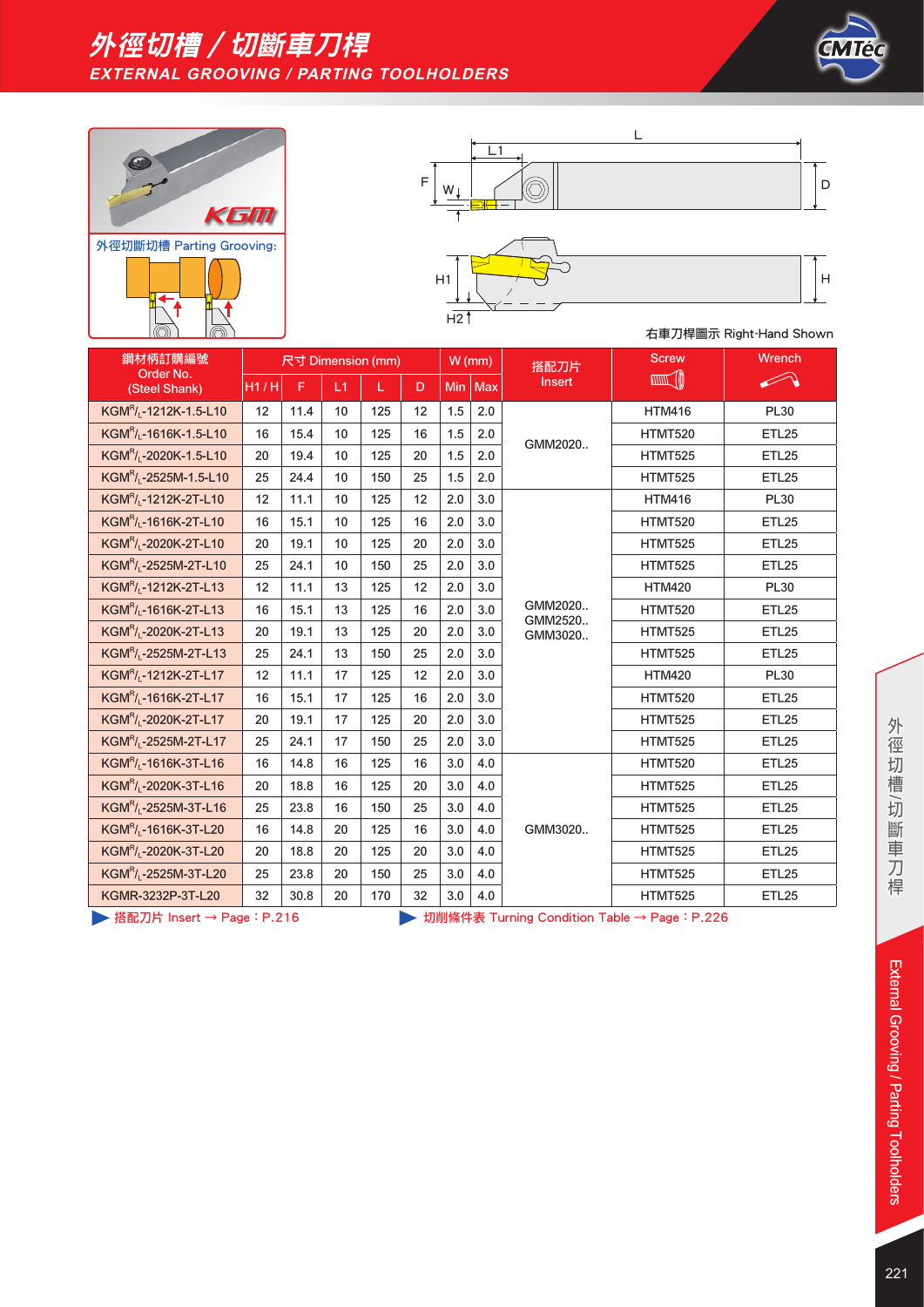# 外徑切槽／切斷車刀桿
## EXTERNAL GROOVING / PARTING TOOLHOLDERS

KGM

外徑切斷切槽 Parting Grooving:

右車刀桿圖示 Right-Hand Shown

| 鋼材柄訂購編號 Order No. (Steel Shank) | 尺寸 Dimension (mm) | | | | | W (mm) | | 搭配刀片 Insert | Screw | Wrench |
|---|---|---|---|---|---|---|---|---|---|---|
| | H1 / H | F | L1 | L | D | Min | Max | | | |
| KGM^R/L-1212K-1.5-L10 | 12 | 11.4 | 10 | 125 | 12 | 1.5 | 2.0 | GMM2020.. | HTM416 | PL30 |
| KGM^R/L-1616K-1.5-L10 | 16 | 15.4 | 10 | 125 | 16 | 1.5 | 2.0 | | HTMT520 | ETL25 |
| KGM^R/L-2020K-1.5-L10 | 20 | 19.4 | 10 | 125 | 20 | 1.5 | 2.0 | | HTMT525 | ETL25 |
| KGM^R/L-2525M-1.5-L10 | 25 | 24.4 | 10 | 150 | 25 | 1.5 | 2.0 | | HTMT525 | ETL25 |
| KGM^R/L-1212K-2T-L10 | 12 | 11.1 | 10 | 125 | 12 | 2.0 | 3.0 | GMM2020.. GMM2520.. GMM3020.. | HTM416 | PL30 |
| KGM^R/L-1616K-2T-L10 | 16 | 15.1 | 10 | 125 | 16 | 2.0 | 3.0 | | HTMT520 | ETL25 |
| KGM^R/L-2020K-2T-L10 | 20 | 19.1 | 10 | 125 | 20 | 2.0 | 3.0 | | HTMT525 | ETL25 |
| KGM^R/L-2525M-2T-L10 | 25 | 24.1 | 10 | 150 | 25 | 2.0 | 3.0 | | HTMT525 | ETL25 |
| KGM^R/L-1212K-2T-L13 | 12 | 11.1 | 13 | 125 | 12 | 2.0 | 3.0 | | HTM420 | PL30 |
| KGM^R/L-1616K-2T-L13 | 16 | 15.1 | 13 | 125 | 16 | 2.0 | 3.0 | | HTMT520 | ETL25 |
| KGM^R/L-2020K-2T-L13 | 20 | 19.1 | 13 | 125 | 20 | 2.0 | 3.0 | | HTMT525 | ETL25 |
| KGM^R/L-2525M-2T-L13 | 25 | 24.1 | 13 | 150 | 25 | 2.0 | 3.0 | | HTMT525 | ETL25 |
| KGM^R/L-1212K-2T-L17 | 12 | 11.1 | 17 | 125 | 12 | 2.0 | 3.0 | | HTM420 | PL30 |
| KGM^R/L-1616K-2T-L17 | 16 | 15.1 | 17 | 125 | 16 | 2.0 | 3.0 | | HTMT520 | ETL25 |
| KGM^R/L-2020K-2T-L17 | 20 | 19.1 | 17 | 125 | 20 | 2.0 | 3.0 | | HTMT525 | ETL25 |
| KGM^R/L-2525M-2T-L17 | 25 | 24.1 | 17 | 150 | 25 | 2.0 | 3.0 | | HTMT525 | ETL25 |
| KGM^R/L-1616K-3T-L16 | 16 | 14.8 | 16 | 125 | 16 | 3.0 | 4.0 | GMM3020.. | HTMT520 | ETL25 |
| KGM^R/L-2020K-3T-L16 | 20 | 18.8 | 16 | 125 | 20 | 3.0 | 4.0 | | HTMT525 | ETL25 |
| KGM^R/L-2525M-3T-L16 | 25 | 23.8 | 16 | 150 | 25 | 3.0 | 4.0 | | HTMT525 | ETL25 |
| KGM^R/L-1616K-3T-L20 | 16 | 14.8 | 20 | 125 | 16 | 3.0 | 4.0 | | HTMT525 | ETL25 |
| KGM^R/L-2020K-3T-L20 | 20 | 18.8 | 20 | 125 | 20 | 3.0 | 4.0 | | HTMT525 | ETL25 |
| KGM^R/L-2525M-3T-L20 | 25 | 23.8 | 20 | 150 | 25 | 3.0 | 4.0 | | HTMT525 | ETL25 |
| KGMR-3232P-3T-L20 | 32 | 30.8 | 20 | 170 | 32 | 3.0 | 4.0 | | HTMT525 | ETL25 |

▶ 搭配刀片 Insert → Page：P.216

▶ 切削條件表 Turning Condition Table → Page：P.226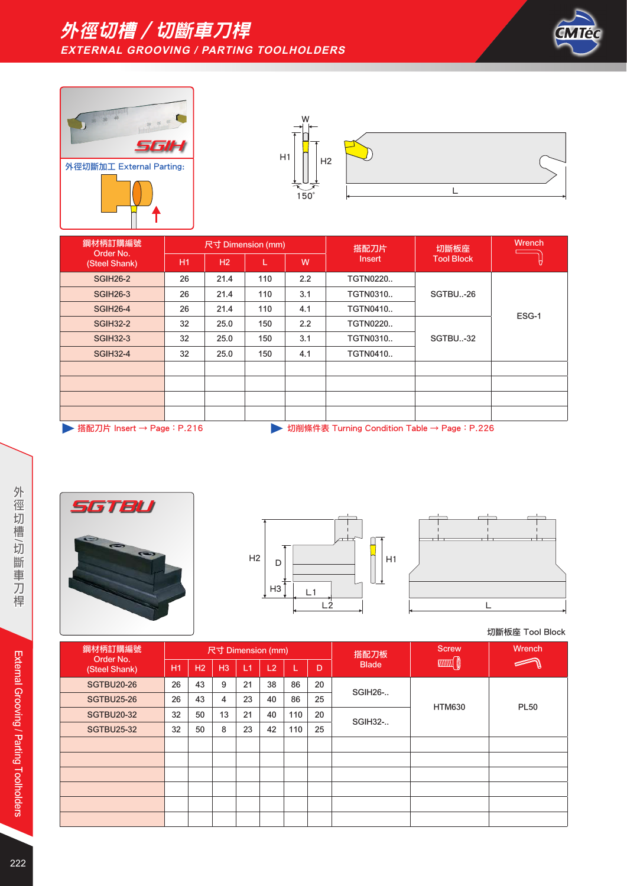# 外徑切槽／切斷車刀桿
## EXTERNAL GROOVING / PARTING TOOLHOLDERS

SGIH

外徑切斷加工 External Parting:

| 鋼材柄訂購編號 Order No. (Steel Shank) | 尺寸 Dimension (mm) | | | | 搭配刀片 Insert | 切斷板座 Tool Block | Wrench |
|---|---|---|---|---|---|---|---|
| | H1 | H2 | L | W | | | |
| SGIH26-2 | 26 | 21.4 | 110 | 2.2 | TGTN0220.. | SGTBU..-26 | ESG-1 |
| SGIH26-3 | 26 | 21.4 | 110 | 3.1 | TGTN0310.. | | |
| SGIH26-4 | 26 | 21.4 | 110 | 4.1 | TGTN0410.. | | |
| SGIH32-2 | 32 | 25.0 | 150 | 2.2 | TGTN0220.. | SGTBU..-32 | |
| SGIH32-3 | 32 | 25.0 | 150 | 3.1 | TGTN0310.. | | |
| SGIH32-4 | 32 | 25.0 | 150 | 4.1 | TGTN0410.. | | |

▶ 搭配刀片 Insert → Page：P.216

▶ 切削條件表 Turning Condition Table → Page：P.226

SGTBU

切斷板座 Tool Block

| 鋼材柄訂購編號 Order No. (Steel Shank) | 尺寸 Dimension (mm) | | | | | | | 搭配刀板 Blade | Screw | Wrench |
|---|---|---|---|---|---|---|---|---|---|---|
| | H1 | H2 | H3 | L1 | L2 | L | D | | | |
| SGTBU20-26 | 26 | 43 | 9 | 21 | 38 | 86 | 20 | SGIH26-.. | HTM630 | PL50 |
| SGTBU25-26 | 26 | 43 | 4 | 23 | 40 | 86 | 25 | | | |
| SGTBU20-32 | 32 | 50 | 13 | 21 | 40 | 110 | 20 | SGIH32-.. | | |
| SGTBU25-32 | 32 | 50 | 8 | 23 | 42 | 110 | 25 | | | |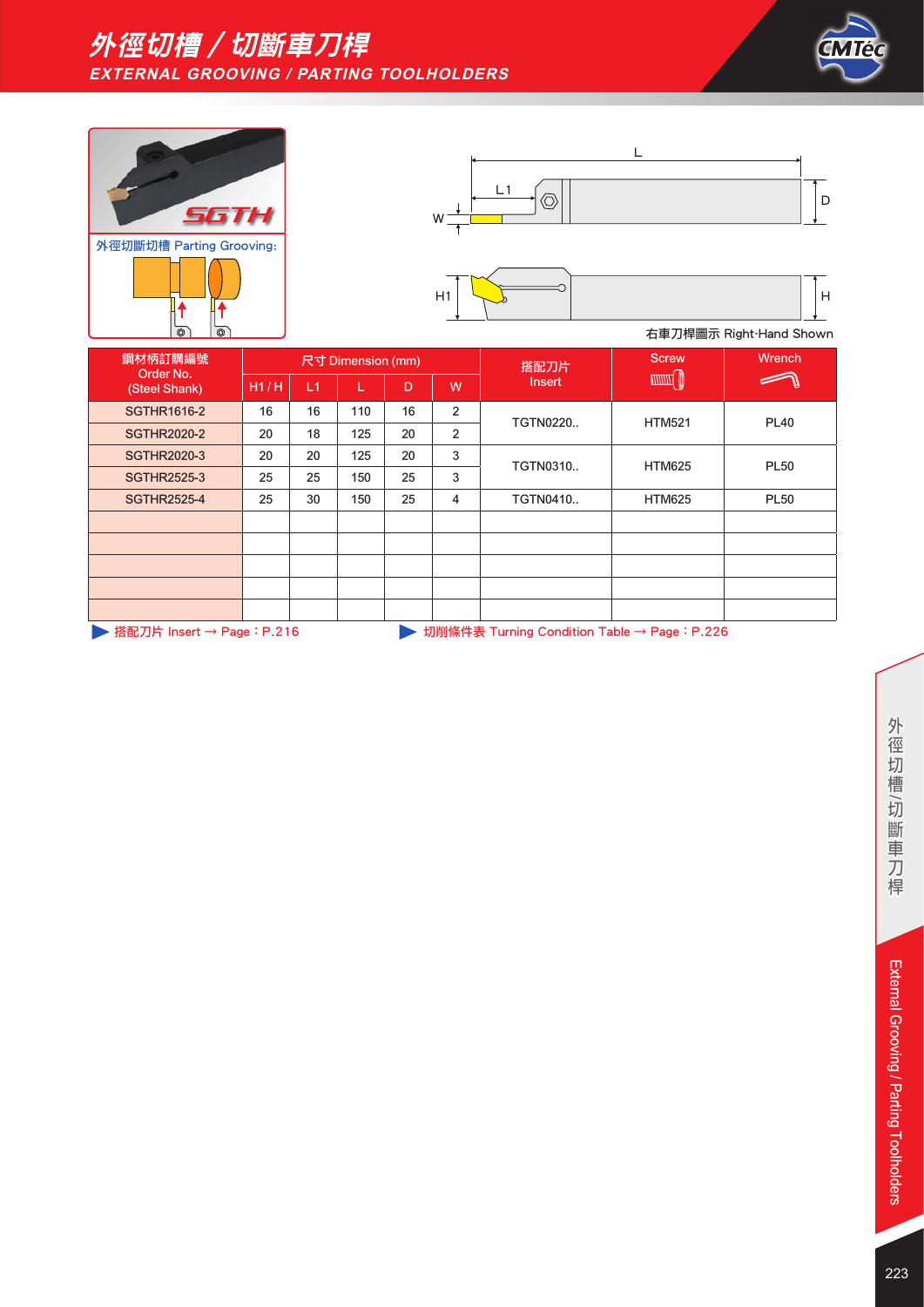# 外徑切槽／切斷車刀桿
## EXTERNAL GROOVING / PARTING TOOLHOLDERS

SGTH

外徑切斷切槽 Parting Grooving:

右車刀桿圖示 Right-Hand Shown

| 鋼材柄訂購編號 Order No. (Steel Shank) | 尺寸 Dimension (mm) | | | | | 搭配刀片 Insert | Screw | Wrench |
|---|---|---|---|---|---|---|---|---|
| | H1 / H | L1 | L | D | W | | | |
| SGTHR1616-2 | 16 | 16 | 110 | 16 | 2 | TGTN0220.. | HTM521 | PL40 |
| SGTHR2020-2 | 20 | 18 | 125 | 20 | 2 | | | |
| SGTHR2020-3 | 20 | 20 | 125 | 20 | 3 | TGTN0310.. | HTM625 | PL50 |
| SGTHR2525-3 | 25 | 25 | 150 | 25 | 3 | | | |
| SGTHR2525-4 | 25 | 30 | 150 | 25 | 4 | TGTN0410.. | HTM625 | PL50 |

▶ 搭配刀片 Insert → Page：P.216

▶ 切削條件表 Turning Condition Table → Page：P.226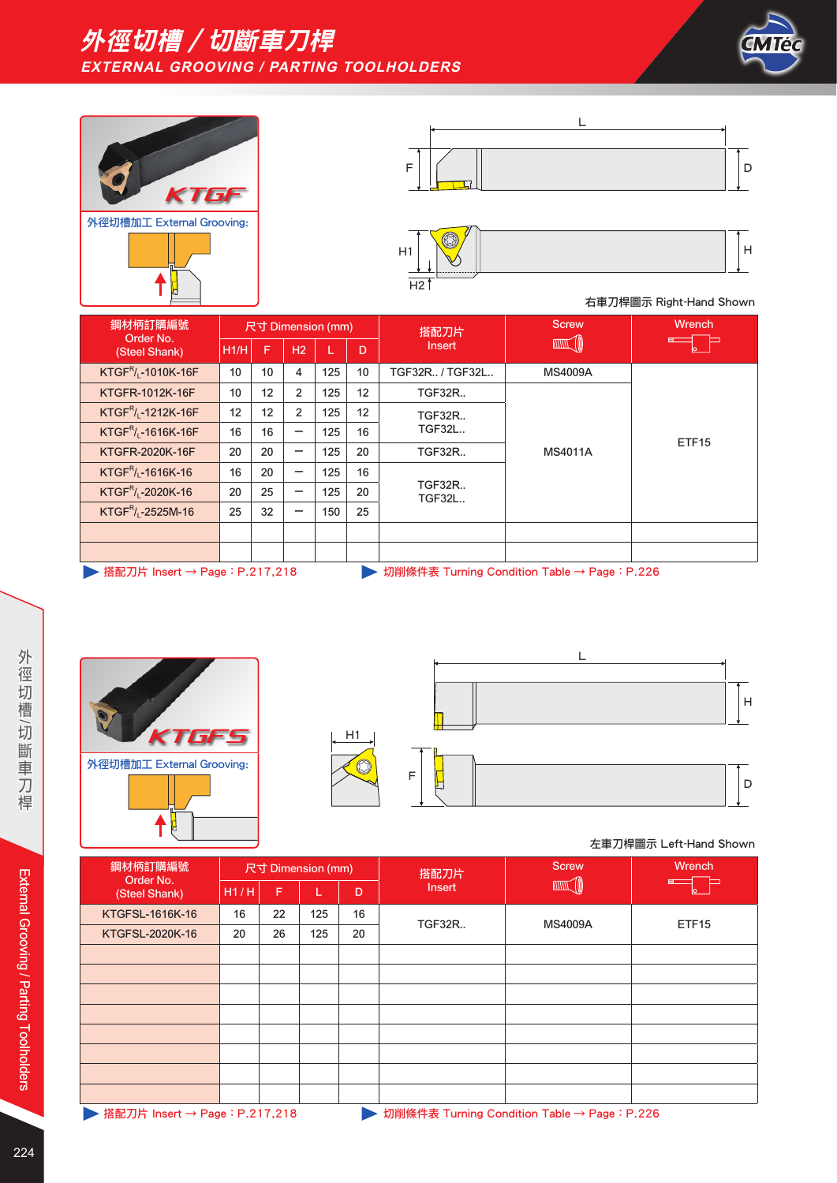# 外徑切槽／切斷車刀桿
## EXTERNAL GROOVING / PARTING TOOLHOLDERS

KTGF

外徑切槽加工 External Grooving:

右車刀桿圖示 Right-Hand Shown

| 鋼材柄訂購編號 Order No. (Steel Shank) | 尺寸 Dimension (mm) | | | | | 搭配刀片 Insert | Screw | Wrench |
|---|---|---|---|---|---|---|---|---|
| | H1/H | F | H2 | L | D | | | |
| KTGF$^{R}/_{L}$-1010K-16F | 10 | 10 | 4 | 125 | 10 | TGF32R.. / TGF32L.. | MS4009A | ETF15 |
| KTGFR-1012K-16F | 10 | 12 | 2 | 125 | 12 | TGF32R.. | MS4011A | ETF15 |
| KTGF$^{R}/_{L}$-1212K-16F | 12 | 12 | 2 | 125 | 12 | TGF32R.. TGF32L.. | MS4011A | ETF15 |
| KTGF$^{R}/_{L}$-1616K-16F | 16 | 16 | – | 125 | 16 | TGF32R.. TGF32L.. | MS4011A | ETF15 |
| KTGFR-2020K-16F | 20 | 20 | – | 125 | 20 | TGF32R.. | MS4011A | ETF15 |
| KTGF$^{R}/_{L}$-1616K-16 | 16 | 20 | – | 125 | 16 | TGF32R.. TGF32L.. | MS4011A | ETF15 |
| KTGF$^{R}/_{L}$-2020K-16 | 20 | 25 | – | 125 | 20 | TGF32R.. TGF32L.. | MS4011A | ETF15 |
| KTGF$^{R}/_{L}$-2525M-16 | 25 | 32 | – | 150 | 25 | TGF32R.. TGF32L.. | MS4011A | ETF15 |

▶ 搭配刀片 Insert → Page：P.217,218　▶ 切削條件表 Turning Condition Table → Page：P.226

KTGFS

外徑切槽加工 External Grooving:

左車刀桿圖示 Left-Hand Shown

| 鋼材柄訂購編號 Order No. (Steel Shank) | 尺寸 Dimension (mm) | | | | 搭配刀片 Insert | Screw | Wrench |
|---|---|---|---|---|---|---|---|
| | H1 / H | F | L | D | | | |
| KTGFSL-1616K-16 | 16 | 22 | 125 | 16 | TGF32R.. | MS4009A | ETF15 |
| KTGFSL-2020K-16 | 20 | 26 | 125 | 20 | TGF32R.. | MS4009A | ETF15 |

▶ 搭配刀片 Insert → Page：P.217,218　▶ 切削條件表 Turning Condition Table → Page：P.226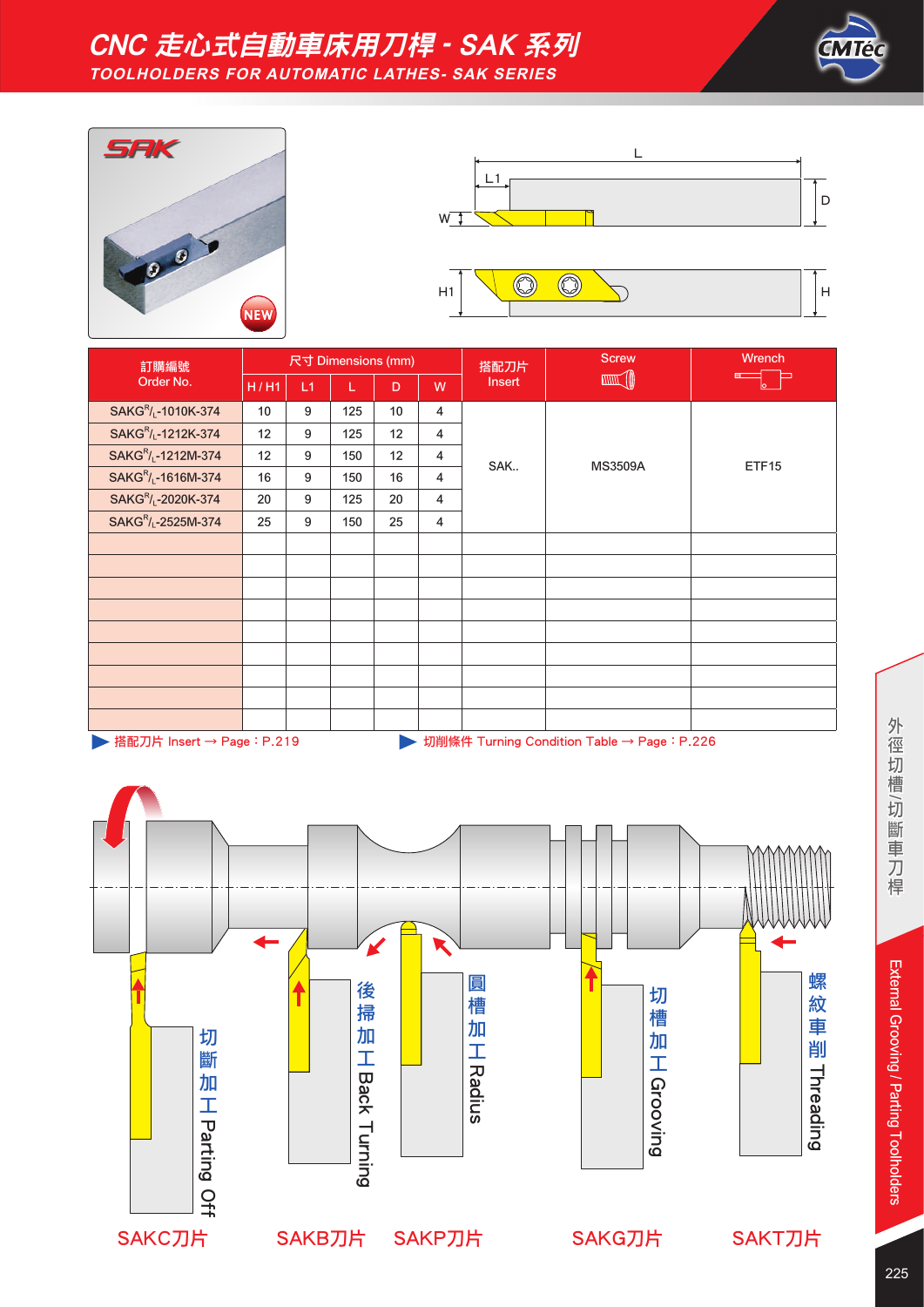# CNC 走心式自動車床用刀桿 - SAK 系列

## TOOLHOLDERS FOR AUTOMATIC LATHES- SAK SERIES

SAK

NEW

| 訂購編號 Order No. | 尺寸 Dimensions (mm) | | | | | 搭配刀片 Insert | Screw | Wrench |
|---|---|---|---|---|---|---|---|---|
| | H / H1 | L1 | L | D | W | | | |
| SAKG R/L-1010K-374 | 10 | 9 | 125 | 10 | 4 | SAK.. | MS3509A | ETF15 |
| SAKG R/L-1212K-374 | 12 | 9 | 125 | 12 | 4 | | | |
| SAKG R/L-1212M-374 | 12 | 9 | 150 | 12 | 4 | | | |
| SAKG R/L-1616M-374 | 16 | 9 | 150 | 16 | 4 | | | |
| SAKG R/L-2020K-374 | 20 | 9 | 125 | 20 | 4 | | | |
| SAKG R/L-2525M-374 | 25 | 9 | 150 | 25 | 4 | | | |

▶ 搭配刀片 Insert → Page：P.219

▶ 切削條件 Turning Condition Table → Page：P.226

切斷加工 Parting Off — SAKC刀片

後掃加工 Back Turning — SAKB刀片

圓槽加工 Radius — SAKP刀片

切槽加工 Grooving — SAKG刀片

螺紋車削 Threading — SAKT刀片

外徑切槽/切斷車刀桿

External Grooving / Parting Toolholders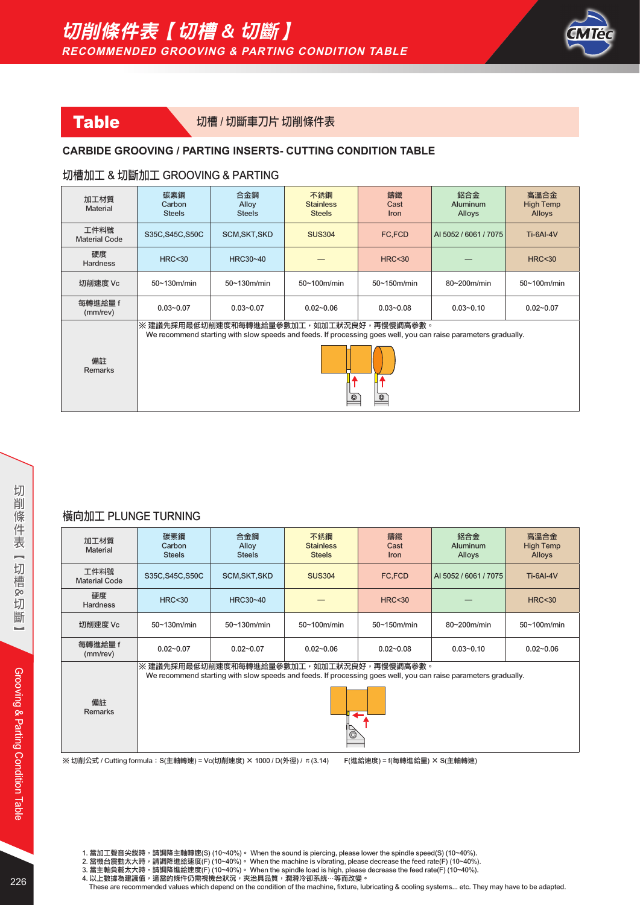# 切削條件表【切槽 & 切斷】

**RECOMMENDED GROOVING & PARTING CONDITION TABLE**

## Table 切槽 / 切斷車刀片 切削條件表

### CARBIDE GROOVING / PARTING INSERTS- CUTTING CONDITION TABLE

### 切槽加工 & 切斷加工 GROOVING & PARTING

| 加工材質 Material | 碳素鋼 Carbon Steels | 合金鋼 Alloy Steels | 不銹鋼 Stainless Steels | 鑄鐵 Cast Iron | 鋁合金 Aluminum Alloys | 高溫合金 High Temp Alloys |
|---|---|---|---|---|---|---|
| 工件料號 Material Code | S35C,S45C,S50C | SCM,SKT,SKD | SUS304 | FC,FCD | Al 5052 / 6061 / 7075 | Ti-6Al-4V |
| 硬度 Hardness | HRC<30 | HRC30~40 | — | HRC<30 | — | HRC<30 |
| 切削速度 Vc | 50~130m/min | 50~130m/min | 50~100m/min | 50~150m/min | 80~200m/min | 50~100m/min |
| 每轉進給量 f (mm/rev) | 0.03~0.07 | 0.03~0.07 | 0.02~0.06 | 0.03~0.08 | 0.03~0.10 | 0.02~0.07 |
| 備註 Remarks | ※ 建議先採用最低切削速度和每轉進給量參數加工，如加工狀況良好，再慢慢調高參數。 We recommend starting with slow speeds and feeds. If processing goes well, you can raise parameters gradually. | | | | | |

### 橫向加工 PLUNGE TURNING

| 加工材質 Material | 碳素鋼 Carbon Steels | 合金鋼 Alloy Steels | 不銹鋼 Stainless Steels | 鑄鐵 Cast Iron | 鋁合金 Aluminum Alloys | 高溫合金 High Temp Alloys |
|---|---|---|---|---|---|---|
| 工件料號 Material Code | S35C,S45C,S50C | SCM,SKT,SKD | SUS304 | FC,FCD | Al 5052 / 6061 / 7075 | Ti-6Al-4V |
| 硬度 Hardness | HRC<30 | HRC30~40 | — | HRC<30 | — | HRC<30 |
| 切削速度 Vc | 50~130m/min | 50~130m/min | 50~100m/min | 50~150m/min | 80~200m/min | 50~100m/min |
| 每轉進給量 f (mm/rev) | 0.02~0.07 | 0.02~0.07 | 0.02~0.06 | 0.02~0.08 | 0.03~0.10 | 0.02~0.06 |
| 備註 Remarks | ※ 建議先採用最低切削速度和每轉進給量參數加工，如加工狀況良好，再慢慢調高參數。 We recommend starting with slow speeds and feeds. If processing goes well, you can raise parameters gradually. | | | | | |

※ 切削公式 / Cutting formula：S(主軸轉速) = Vc(切削速度) × 1000 / D(外徑) / π(3.14)　　F(進給速度) = f(每轉進給量) × S(主軸轉速)

1. 當加工聲音尖銳時，請調降主軸轉速(S) (10~40%)。 When the sound is piercing, please lower the spindle speed(S) (10~40%).
2. 當機台震動太大時，請調降進給速度(F) (10~40%)。 When the machine is vibrating, please decrease the feed rate(F) (10~40%).
3. 當主軸負載太大時，請調降進給速度(F) (10~40%)。 When the spindle load is high, please decrease the feed rate(F) (10~40%).
4. 以上數據為建議值，適當的條件仍需視機台狀況，夾治具品質，潤滑冷卻系統…等而改變。
   These are recommended values which depend on the condition of the machine, fixture, lubricating & cooling systems... etc. They may have to be adapted.